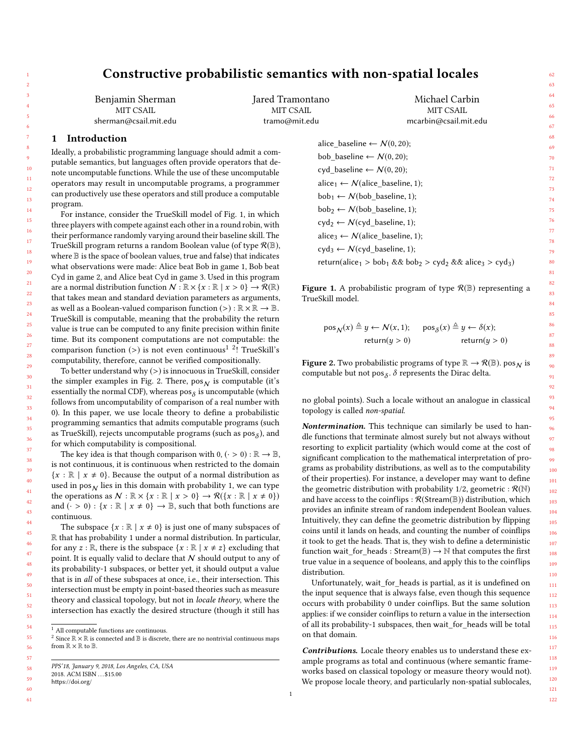# Constructive probabilistic semantics with non-spatial locales

Benjamin Sherman
MIT CSAIL
sherman@csail.mit.edu

Jared Tramontano
MIT CSAIL
tramo@mit.edu

Michael Carbin
MIT CSAIL
mcarbin@csail.mit.edu

## 1 Introduction

Ideally, a probabilistic programming language should admit a computable semantics, but languages often provide operators that denote uncomputable functions. While the use of these uncomputable operators may result in uncomputable programs, a programmer can productively use these operators and still produce a computable program.

For instance, consider the TrueSkill model of Fig. 1, in which three players with compete against each other in a round robin, with their performance randomly varying around their baseline skill. The TrueSkill program returns a random Boolean value (of type $\mathcal{R}(\mathbb{B})$, where $\mathbb{B}$ is the space of boolean values, true and false) that indicates what observations were made: Alice beat Bob in game 1, Bob beat Cyd in game 2, and Alice beat Cyd in game 3. Used in this program are a normal distribution function $\mathcal{N} : \mathbb{R} \times \{x : \mathbb{R} \mid x > 0\} \to \mathcal{R}(\mathbb{R})$ that takes mean and standard deviation parameters as arguments, as well as a Boolean-valued comparison function $(>) : \mathbb{R} \times \mathbb{R} \to \mathbb{B}$. TrueSkill is computable, meaning that the probability the return value is true can be computed to any finite precision within finite time. But its component computations are not computable: the comparison function $(>)$ is not even continuous[1] [2]! TrueSkill's computability, therefore, cannot be verified compositionally.

To better understand why $(>)$ is innocuous in TrueSkill, consider the simpler examples in Fig. 2. There, $\text{pos}_{\mathcal{N}}$ is computable (it's essentially the normal CDF), whereas $\text{pos}_{\delta}$ is uncomputable (which follows from uncomputability of comparison of a real number with 0). In this paper, we use locale theory to define a probabilistic programming semantics that admits computable programs (such as TrueSkill), rejects uncomputable programs (such as $\text{pos}_{\delta}$), and for which computability is compositional.

The key idea is that though comparison with 0, $(\cdot > 0) : \mathbb{R} \to \mathbb{B}$, is not continuous, it is continuous when restricted to the domain $\{x : \mathbb{R} \mid x \neq 0\}$. Because the output of a normal distribution as used in $\text{pos}_{\mathcal{N}}$ lies in this domain with probability 1, we can type the operations as $\mathcal{N} : \mathbb{R} \times \{x : \mathbb{R} \mid x > 0\} \to \mathcal{R}(\{x : \mathbb{R} \mid x \neq 0\})$ and $(\cdot > 0) : \{x : \mathbb{R} \mid x \neq 0\} \to \mathbb{B}$, such that both functions are continuous.

The subspace $\{x : \mathbb{R} \mid x \neq 0\}$ is just one of many subspaces of $\mathbb{R}$ that has probability 1 under a normal distribution. In particular, for any $z : \mathbb{R}$, there is the subspace $\{x : \mathbb{R} \mid x \neq z\}$ excluding that point. It is equally valid to declare that $\mathcal{N}$ should output to any of its probability-1 subspaces, or better yet, it should output a value that is in *all* of these subspaces at once, i.e., their intersection. This intersection must be empty in point-based theories such as measure theory and classical topology, but not in *locale theory*, where the intersection has exactly the desired structure (though it still has no global points). Such a locale without an analogue in classical topology is called *non-spatial*.

```
alice_baseline ← N(0, 20);
bob_baseline ← N(0, 20);
cyd_baseline ← N(0, 20);
alice_1 ← N(alice_baseline, 1);
bob_1 ← N(bob_baseline, 1);
bob_2 ← N(bob_baseline, 1);
cyd_2 ← N(cyd_baseline, 1);
alice_3 ← N(alice_baseline, 1);
cyd_3 ← N(cyd_baseline, 1);
return(alice_1 > bob_1 && bob_2 > cyd_2 && alice_3 > cyd_3)
```

**Figure 1.** A probabilistic program of type $\mathcal{R}(\mathbb{B})$ representing a TrueSkill model.

$$\text{pos}_{\mathcal{N}}(x) \triangleq y \leftarrow \mathcal{N}(x, 1); \quad \text{return}(y > 0) \qquad \text{pos}_{\delta}(x) \triangleq y \leftarrow \delta(x); \quad \text{return}(y > 0)$$

**Figure 2.** Two probabilistic programs of type $\mathbb{R} \to \mathcal{R}(\mathbb{B})$. $\text{pos}_{\mathcal{N}}$ is computable but not $\text{pos}_{\delta}$. $\delta$ represents the Dirac delta.

***Nontermination.*** This technique can similarly be used to handle functions that terminate almost surely but not always without resorting to explicit partiality (which would come at the cost of significant complication to the mathematical interpretation of programs as probability distributions, as well as to the computability of their properties). For instance, a developer may want to define the geometric distribution with probability 1/2, geometric : $\mathcal{R}(\mathbb{N})$ and have access to the coinflips : $\mathcal{R}(\text{Stream}(\mathbb{B}))$ distribution, which provides an infinite stream of random independent Boolean values. Intuitively, they can define the geometric distribution by flipping coins until it lands on heads, and counting the number of coinflips it took to get the heads. That is, they wish to define a deterministic function wait_for_heads : $\text{Stream}(\mathbb{B}) \to \mathbb{N}$ that computes the first true value in a sequence of booleans, and apply this to the coinflips distribution.

Unfortunately, wait_for_heads is partial, as it is undefined on the input sequence that is always false, even though this sequence occurs with probability 0 under coinflips. But the same solution applies: if we consider coinflips to return a value in the intersection of all its probability-1 subspaces, then wait_for_heads will be total on that domain.

***Contributions.*** Locale theory enables us to understand these example programs as total and continuous (where semantic frameworks based on classical topology or measure theory would not). We propose locale theory, and particularly non-spatial sublocales,

---

[1] All computable functions are continuous.

[2] Since $\mathbb{R} \times \mathbb{R}$ is connected and $\mathbb{B}$ is discrete, there are no nontrivial continuous maps from $\mathbb{R} \times \mathbb{R}$ to $\mathbb{B}$.

PPS'18, January 9, 2018, Los Angeles, CA, USA
2018. ACM ISBN …$15.00
https://doi.org/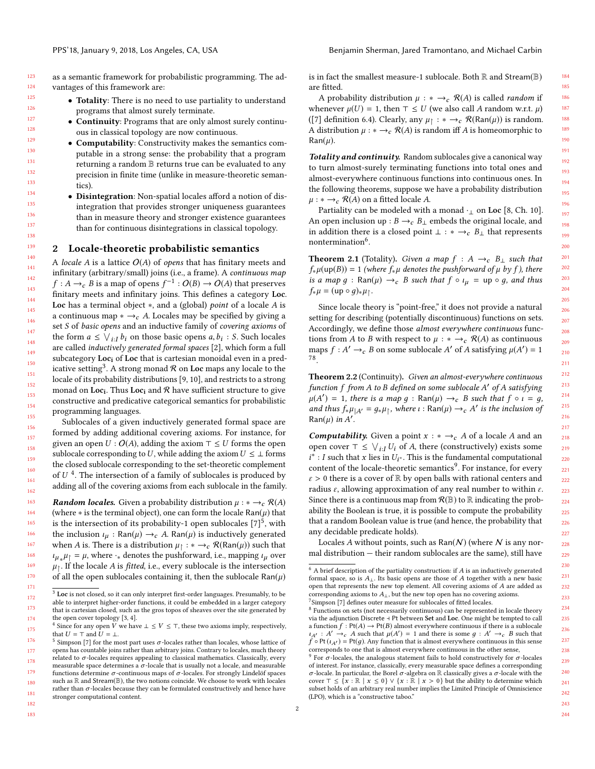as a semantic framework for probabilistic programming. The advantages of this framework are:

- **Totality**: There is no need to use partiality to understand programs that almost surely terminate.
- **Continuity**: Programs that are only almost surely continuous in classical topology are now continuous.
- **Computability**: Constructivity makes the semantics computable in a strong sense: the probability that a program returning a random $\mathbb{B}$ returns true can be evaluated to any precision in finite time (unlike in measure-theoretic semantics).
- **Disintegration**: Non-spatial locales afford a notion of disintegration that provides stronger uniqueness guarantees than in measure theory and stronger existence guarantees than for continuous disintegrations in classical topology.

## 2 Locale-theoretic probabilistic semantics

A *locale* $A$ is a lattice $\mathcal{O}(A)$ of *opens* that has finitary meets and infinitary (arbitrary/small) joins (i.e., a frame). A *continuous map* $f : A \to_c B$ is a map of opens $f^{-1} : \mathcal{O}(B) \to \mathcal{O}(A)$ that preserves finitary meets and infinitary joins. This defines a category **Loc**. **Loc** has a terminal object $*$, and a (global) *point* of a locale $A$ is a continuous map $* \to_c A$. Locales may be specified by giving a set $S$ of *basic opens* and an inductive family of *covering axioms* of the form $a \le \bigvee_{i:I} b_i$ on those basic opens $a, b_i : S$. Such locales are called *inductively generated formal spaces* [2], which form a full subcategory $\mathbf{Loc_i}$ of **Loc** that is cartesian monoidal even in a predicative setting[3]. A strong monad $\mathcal{R}$ on **Loc** maps any locale to the locale of its probability distributions [9, 10], and restricts to a strong monad on $\mathbf{Loc_i}$. Thus $\mathbf{Loc_i}$ and $\mathcal{R}$ have sufficient structure to give constructive and predicative categorical semantics for probabilistic programming languages.

Sublocales of a given inductively generated formal space are formed by adding additional covering axioms. For instance, for given an open $U : \mathcal{O}(A)$, adding the axiom $\top \le U$ forms the open sublocale corresponding to $U$, while adding the axiom $U \le \bot$ forms the closed sublocale corresponding to the set-theoretic complement of $U$ [4]. The intersection of a family of sublocales is produced by adding all of the covering axioms from each sublocale in the family.

***Random locales.*** Given a probability distribution $\mu : * \to_c \mathcal{R}(A)$ (where $*$ is the terminal object), one can form the locale $\text{Ran}(\mu)$ that is the intersection of its probability-1 open sublocales [7][5], with the inclusion $\iota_\mu : \text{Ran}(\mu) \to_c A$. $\text{Ran}(\mu)$ is inductively generated when $A$ is. There is a distribution $\mu_\upharpoonright : * \to_c \mathcal{R}(\text{Ran}(\mu))$ such that $\iota_{\mu *}\mu_\upharpoonright = \mu$, where $\cdot_*$ denotes the pushforward, i.e., mapping $\iota_\mu$ over $\mu_\upharpoonright$. If the locale $A$ is *fitted*, i.e., every sublocale is the intersection of all the open sublocales containing it, then the sublocale $\text{Ran}(\mu)$ is in fact the smallest measure-1 sublocale. Both $\mathbb{R}$ and $\text{Stream}(\mathbb{B})$ are fitted.

A probability distribution $\mu : * \to_c \mathcal{R}(A)$ is called *random* if whenever $\mu(U) = 1$, then $\top \le U$ (we also call $A$ random w.r.t. $\mu$) ([7] definition 6.4). Clearly, any $\mu_\upharpoonright : * \to_c \mathcal{R}(\text{Ran}(\mu))$ is random. A distribution $\mu : * \to_c \mathcal{R}(A)$ is random iff $A$ is homeomorphic to $\text{Ran}(\mu)$.

***Totality and continuity.*** Random sublocales give a canonical way to turn almost-surely terminating functions into total ones and almost-everywhere continuous functions into continuous ones. In the following theorems, suppose we have a probability distribution $\mu : * \to_c \mathcal{R}(A)$ on a fitted locale $A$.

Partiality can be modeled with a monad $\cdot_\bot$ on **Loc** [8, Ch. 10]. An open inclusion $\text{up} : B \to_c B_\bot$ embeds the original locale, and in addition there is a closed point $\bot : * \to_c B_\bot$ that represents nontermination[6].

**Theorem 2.1** (Totality). *Given a map $f : A \to_c B_\bot$ such that $f_*\mu(\text{up}(B)) = 1$ (where $f_*\mu$ denotes the pushforward of $\mu$ by $f$), there is a map $g : \text{Ran}(\mu) \to_c B$ such that $f \circ \iota_\mu = \text{up} \circ g$, and thus $f_*\mu = (\text{up} \circ g)_*\mu_\upharpoonright$.*

Since locale theory is "point-free," it does not provide a natural setting for describing (potentially discontinuous) functions on sets. Accordingly, we define those *almost everywhere continuous* functions from $A$ to $B$ with respect to $\mu : * \to_c \mathcal{R}(A)$ as continuous maps $f : A' \to_c B$ on some sublocale $A'$ of $A$ satisfying $\mu(A') = 1$ [7][8].

**Theorem 2.2** (Continuity). *Given an almost-everywhere continuous function $f$ from $A$ to $B$ defined on some sublocale $A'$ of $A$ satisfying $\mu(A') = 1$, there is a map $g : \text{Ran}(\mu) \to_c B$ such that $f \circ \iota = g$, and thus $f_*\mu_{|A'} = g_*\mu_\upharpoonright$, where $\iota : \text{Ran}(\mu) \to_c A'$ is the inclusion of $\text{Ran}(\mu)$ in $A'$.*

***Computability.*** Given a point $x : * \to_c A$ of a locale $A$ and an open cover $\top \le \bigvee_{i:I} U_i$ of $A$, there (constructively) exists some $i^* : I$ such that $x$ lies in $U_{i^*}$. This is the fundamental computational content of the locale-theoretic semantics[9]. For instance, for every $\varepsilon > 0$ there is a cover of $\mathbb{R}$ by open balls with rational centers and radius $\varepsilon$, allowing approximation of any real number to within $\varepsilon$. Since there is a continuous map from $\mathcal{R}(\mathbb{B})$ to $\mathbb{R}$ indicating the probability the Boolean is true, it is possible to compute the probability that a random Boolean value is true (and hence, the probability that any decidable predicate holds).

Locales $A$ without points, such as $\text{Ran}(\mathcal{N})$ (where $\mathcal{N}$ is any normal distribution — their random sublocales are the same), still have

---

[3] **Loc** is not closed, so it can only interpret first-order languages. Presumably, to be able to interpret higher-order functions, it could be embedded in a larger category that is cartesian closed, such as the gros topos of sheaves over the site generated by the open cover topology [3, 4].

[4] Since for any open $V$ we have $\bot \le V \le \top$, these two axioms imply, respectively, that $U = \top$ and $U = \bot$.

[5] Simpson [7] for the most part uses $\sigma$-locales rather than locales, whose lattice of opens has countable joins rather than arbitrary joins. Contrary to locales, much theory related to $\sigma$-locales requires appealing to classical mathematics. Classically, every measurable space determines a $\sigma$-locale that is usually not a locale, and measurable functions determine $\sigma$-continuous maps of $\sigma$-locales. For strongly Lindelöf spaces such as $\mathbb{R}$ and $\text{Stream}(\mathbb{B})$, the two notions coincide. We choose to work with locales rather than $\sigma$-locales because they can be formulated constructively and hence have stronger computational content.

[6] A brief description of the partiality construction: if $A$ is an inductively generated formal space, so is $A_\bot$. Its basic opens are those of $A$ together with a new basic open that represents the new top element. All covering axioms of $A$ are added as corresponding axioms to $A_\bot$, but the new top open has no covering axioms.

[7] Simpson [7] defines outer measure for sublocales of fitted locales.

[8] Functions on sets (not necessarily continuous) can be represented in locale theory via the adjunction Discrete ⊣ Pt between **Set** and **Loc**. One might be tempted to call a function $f : \text{Pt}(A) \to \text{Pt}(B)$ almost everywhere continuous if there is a sublocale $\iota_{A'} : A' \to_c A$ such that $\mu(A') = 1$ and there is some $g : A' \to_c B$ such that $f \circ \text{Pt}(\iota_{A'}) = \text{Pt}(g)$. Any function that is almost everywhere continuous in this sense corresponds to one that is almost everywhere continuous in the other sense,

[9] For $\sigma$-locales, the analogous statement fails to hold constructively for $\sigma$-locales of interest. For instance, classically, every measurable space defines a corresponding $\sigma$-locale. In particular, the Borel $\sigma$-algebra on $\mathbb{R}$ classically gives a $\sigma$-locale with the cover $\top \le \{x : \mathbb{R} \mid x \le 0\} \vee \{x : \mathbb{R} \mid x > 0\}$ but the ability to determine which subset holds of an arbitrary real number implies the Limited Principle of Omniscience (LPO), which is a "constructive taboo."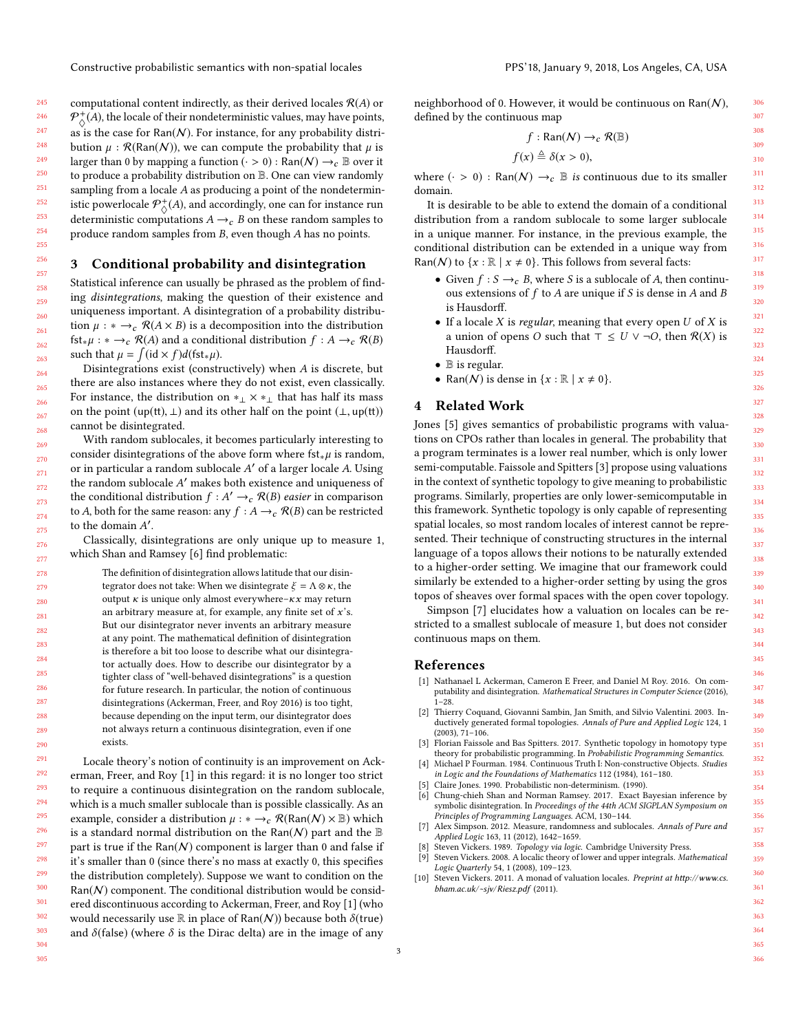computational content indirectly, as their derived locales $\mathcal{R}(A)$ or $\mathcal{P}^+_\Diamond(A)$, the locale of their nondeterministic values, may have points, as is the case for $\mathrm{Ran}(\mathcal{N})$. For instance, for any probability distribution $\mu : \mathcal{R}(\mathrm{Ran}(\mathcal{N}))$, we can compute the probability that $\mu$ is larger than 0 by mapping a function $(\cdot > 0) : \mathrm{Ran}(\mathcal{N}) \to_c \mathbb{B}$ over it to produce a probability distribution on $\mathbb{B}$. One can view randomly sampling from a locale $A$ as producing a point of the nondeterministic powerlocale $\mathcal{P}^+_\Diamond(A)$, and accordingly, one can for instance run deterministic computations $A \to_c B$ on these random samples to produce random samples from $B$, even though $A$ has no points.

## 3 Conditional probability and disintegration

Statistical inference can usually be phrased as the problem of finding *disintegrations*, making the question of their existence and uniqueness important. A disintegration of a probability distribution $\mu : * \to_c \mathcal{R}(A \times B)$ is a decomposition into the distribution $\mathrm{fst}_* \mu : * \to_c \mathcal{R}(A)$ and a conditional distribution $f : A \to_c \mathcal{R}(B)$ such that $\mu = \int (\mathrm{id} \times f) d(\mathrm{fst}_* \mu)$.

Disintegrations exist (constructively) when $A$ is discrete, but there are also instances where they do not exist, even classically. For instance, the distribution on $*_\perp \times *_\perp$ that has half its mass on the point $(\mathrm{up}(\mathrm{tt}), \perp)$ and its other half on the point $(\perp, \mathrm{up}(\mathrm{tt}))$ cannot be disintegrated.

With random sublocales, it becomes particularly interesting to consider disintegrations of the above form where $\mathrm{fst}_* \mu$ is random, or in particular a random sublocale $A'$ of a larger locale $A$. Using the random sublocale $A'$ makes both existence and uniqueness of the conditional distribution $f : A' \to_c \mathcal{R}(B)$ *easier* in comparison to $A$, both for the same reason: any $f : A \to_c \mathcal{R}(B)$ can be restricted to the domain $A'$.

Classically, disintegrations are only unique up to measure 1, which Shan and Ramsey [6] find problematic:

> The definition of disintegration allows latitude that our disintegrator does not take: When we disintegrate $\xi = \Lambda \otimes \kappa$, the output $\kappa$ is unique only almost everywhere–$\kappa x$ may return an arbitrary measure at, for example, any finite set of $x$'s. But our disintegrator never invents an arbitrary measure at any point. The mathematical definition of disintegration is therefore a bit too loose to describe what our disintegrator actually does. How to describe our disintegrator by a tighter class of "well-behaved disintegrations" is a question for future research. In particular, the notion of continuous disintegrations (Ackerman, Freer, and Roy 2016) is too tight, because depending on the input term, our disintegrator does not always return a continuous disintegration, even if one exists.

Locale theory's notion of continuity is an improvement on Ackerman, Freer, and Roy [1] in this regard: it is no longer too strict to require a continuous disintegration on the random sublocale, which is a much smaller sublocale than is possible classically. As an example, consider a distribution $\mu : * \to_c \mathcal{R}(\mathrm{Ran}(\mathcal{N}) \times \mathbb{B})$ which is a standard normal distribution on the $\mathrm{Ran}(\mathcal{N})$ part and the $\mathbb{B}$ part is true if the $\mathrm{Ran}(\mathcal{N})$ component is larger than 0 and false if it's smaller than 0 (since there's no mass at exactly 0, this specifies the distribution completely). Suppose we want to condition on the $\mathrm{Ran}(\mathcal{N})$ component. The conditional distribution would be considered discontinuous according to Ackerman, Freer, and Roy [1] (who would necessarily use $\mathbb{R}$ in place of $\mathrm{Ran}(\mathcal{N})$) because both $\delta(\mathrm{true})$ and $\delta(\mathrm{false})$ (where $\delta$ is the Dirac delta) are in the image of any neighborhood of 0. However, it would be continuous on $\mathrm{Ran}(\mathcal{N})$, defined by the continuous map

$$f : \mathrm{Ran}(\mathcal{N}) \to_c \mathcal{R}(\mathbb{B})$$
$$f(x) \triangleq \delta(x > 0),$$

where $(\cdot > 0) : \mathrm{Ran}(\mathcal{N}) \to_c \mathbb{B}$ *is* continuous due to its smaller domain.

It is desirable to be able to extend the domain of a conditional distribution from a random sublocale to some larger sublocale in a unique manner. For instance, in the previous example, the conditional distribution can be extended in a unique way from $\mathrm{Ran}(\mathcal{N})$ to $\{x : \mathbb{R} \mid x \neq 0\}$. This follows from several facts:

- Given $f : S \to_c B$, where $S$ is a sublocale of $A$, then continuous extensions of $f$ to $A$ are unique if $S$ is dense in $A$ and $B$ is Hausdorff.
- If a locale $X$ is *regular*, meaning that every open $U$ of $X$ is a union of opens $O$ such that $\top \leq U \vee \neg O$, then $\mathcal{R}(X)$ is Hausdorff.
- $\mathbb{B}$ is regular.
- $\mathrm{Ran}(\mathcal{N})$ is dense in $\{x : \mathbb{R} \mid x \neq 0\}$.

## 4 Related Work

Jones [5] gives semantics of probabilistic programs with valuations on CPOs rather than locales in general. The probability that a program terminates is a lower real number, which is only lower semi-computable. Faissole and Spitters [3] propose using valuations in the context of synthetic topology to give meaning to probabilistic programs. Similarly, properties are only lower-semicomputable in this framework. Synthetic topology is only capable of representing spatial locales, so most random locales of interest cannot be represented. Their technique of constructing structures in the internal language of a topos allows their notions to be naturally extended to a higher-order setting. We imagine that our framework could similarly be extended to a higher-order setting by using the gros topos of sheaves over formal spaces with the open cover topology.

Simpson [7] elucidates how a valuation on locales can be restricted to a smallest sublocale of measure 1, but does not consider continuous maps on them.

## References

[1] Nathanael L Ackerman, Cameron E Freer, and Daniel M Roy. 2016. On computability and disintegration. *Mathematical Structures in Computer Science* (2016), 1–28.

[2] Thierry Coquand, Giovanni Sambin, Jan Smith, and Silvio Valentini. 2003. Inductively generated formal topologies. *Annals of Pure and Applied Logic* 124, 1 (2003), 71–106.

[3] Florian Faissole and Bas Spitters. 2017. Synthetic topology in homotopy type theory for probabilistic programming. In *Probabilistic Programming Semantics*.

[4] Michael P Fourman. 1984. Continuous Truth I: Non-constructive Objects. *Studies in Logic and the Foundations of Mathematics* 112 (1984), 161–180.

[5] Claire Jones. 1990. Probabilistic non-determinism. (1990).

[6] Chung-chieh Shan and Norman Ramsey. 2017. Exact Bayesian inference by symbolic disintegration. In *Proceedings of the 44th ACM SIGPLAN Symposium on Principles of Programming Languages*. ACM, 130–144.

[7] Alex Simpson. 2012. Measure, randomness and sublocales. *Annals of Pure and Applied Logic* 163, 11 (2012), 1642–1659.

[8] Steven Vickers. 1989. *Topology via logic*. Cambridge University Press.

[9] Steven Vickers. 2008. A localic theory of lower and upper integrals. *Mathematical Logic Quarterly* 54, 1 (2008), 109–123.

[10] Steven Vickers. 2011. A monad of valuation locales. *Preprint at http://www.cs.bham.ac.uk/~sjv/Riesz.pdf* (2011).